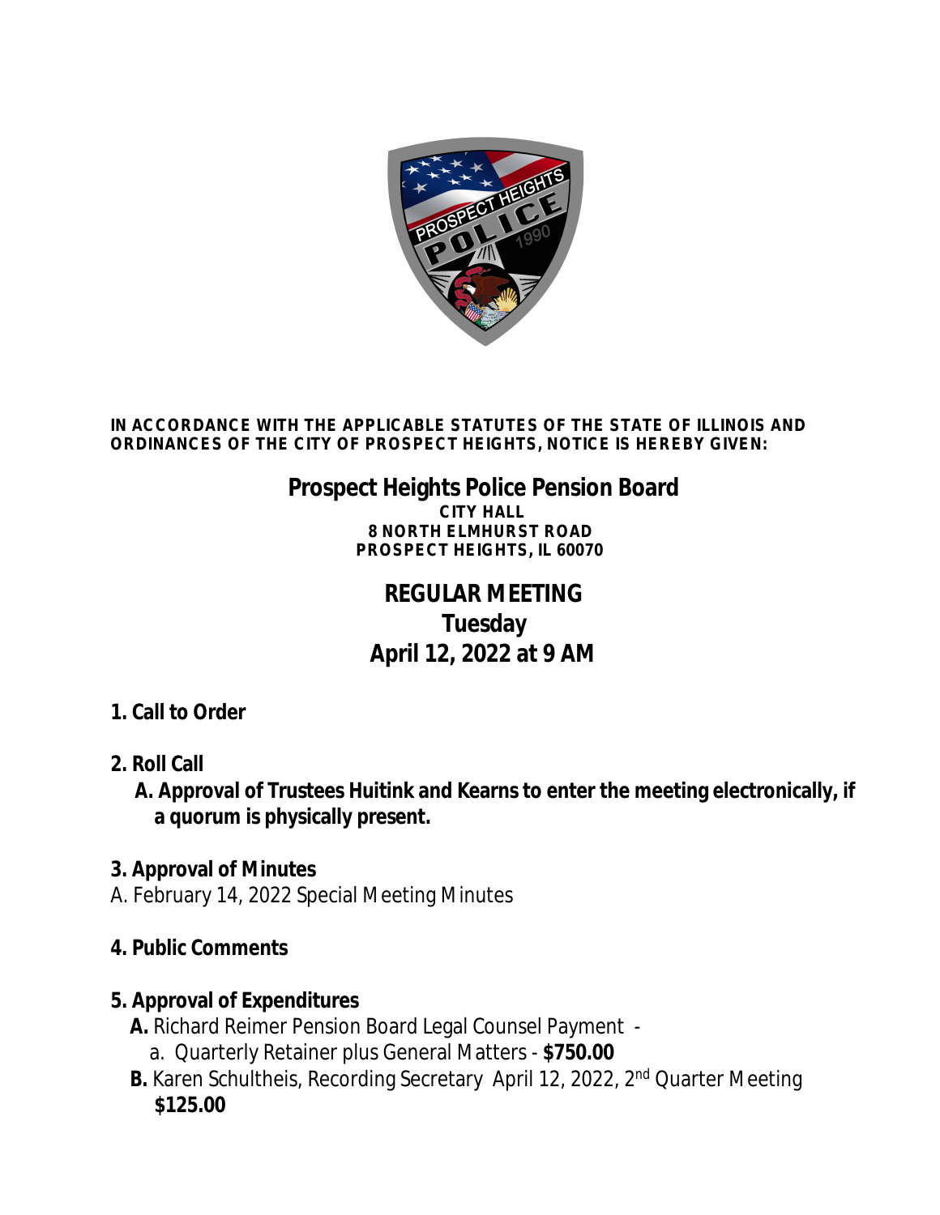**IN ACCORDANCE WITH THE APPLICABLE STATUTES OF THE STATE OF ILLINOIS AND ORDINANCES OF THE CITY OF PROSPECT HEIGHTS, NOTICE IS HEREBY GIVEN:**

# Prospect Heights Police Pension Board

**CITY HALL**
**8 NORTH ELMHURST ROAD**
**PROSPECT HEIGHTS, IL 60070**

## REGULAR MEETING
## Tuesday
## April 12, 2022 at 9 AM

**1. Call to Order**

**2. Roll Call**

**A. Approval of Trustees Huitink and Kearns to enter the meeting electronically, if a quorum is physically present.**

**3. Approval of Minutes**

A. February 14, 2022 Special Meeting Minutes

**4. Public Comments**

**5. Approval of Expenditures**

**A.** Richard Reimer Pension Board Legal Counsel Payment -
  a. Quarterly Retainer plus General Matters - **$750.00**

**B.** Karen Schultheis, Recording Secretary April 12, 2022, 2nd Quarter Meeting **$125.00**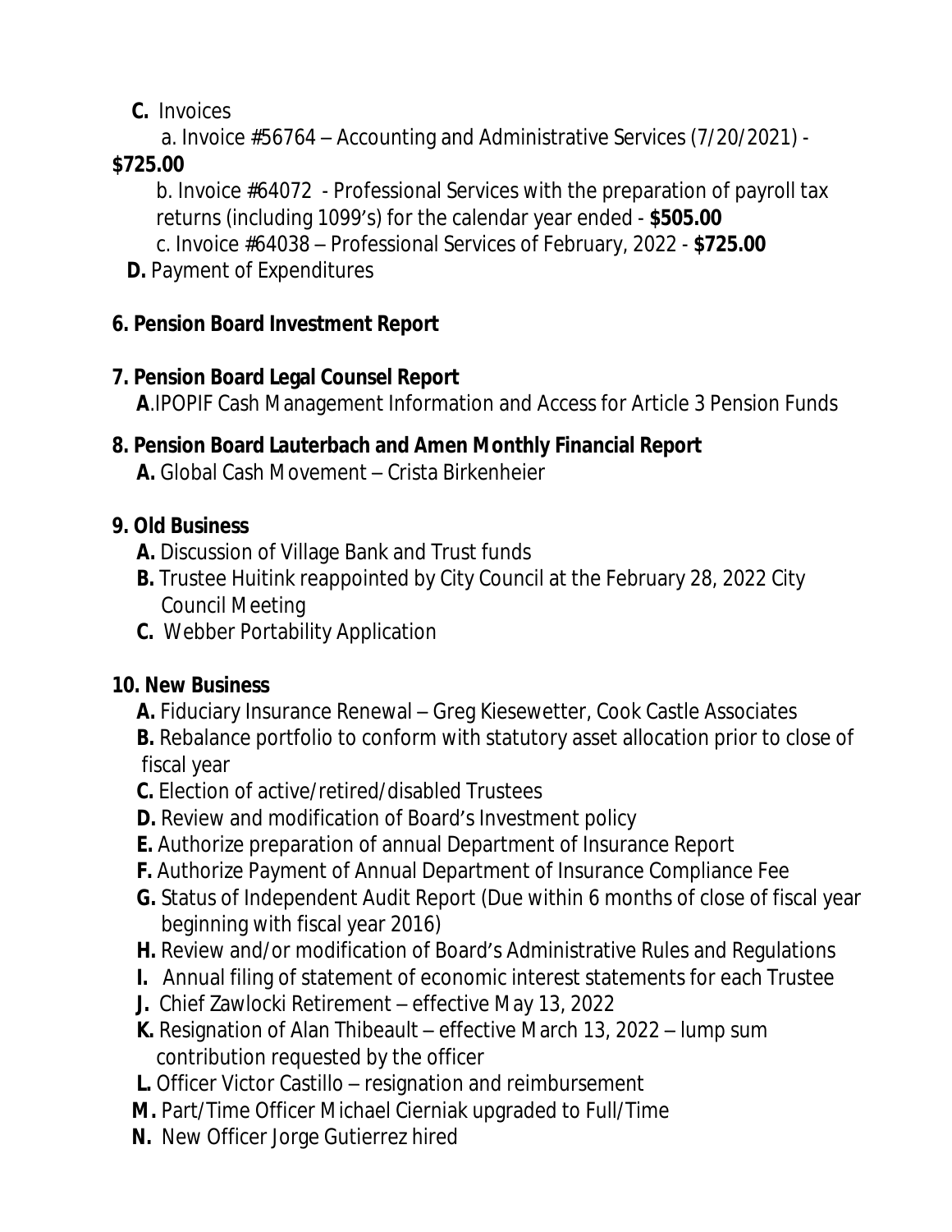**C.** Invoices

a. Invoice #56764 – Accounting and Administrative Services (7/20/2021) - **$725.00**

b. Invoice #64072 - Professional Services with the preparation of payroll tax returns (including 1099's) for the calendar year ended - **$505.00**

c. Invoice #64038 – Professional Services of February, 2022 - **$725.00**

**D.** Payment of Expenditures

**6. Pension Board Investment Report**

**7. Pension Board Legal Counsel Report**

**A**.IPOPIF Cash Management Information and Access for Article 3 Pension Funds

**8. Pension Board Lauterbach and Amen Monthly Financial Report**

**A.** Global Cash Movement – Crista Birkenheier

**9. Old Business**

**A.** Discussion of Village Bank and Trust funds

**B.** Trustee Huitink reappointed by City Council at the February 28, 2022 City Council Meeting

**C.** Webber Portability Application

**10. New Business**

**A.** Fiduciary Insurance Renewal – Greg Kiesewetter, Cook Castle Associates

**B.** Rebalance portfolio to conform with statutory asset allocation prior to close of fiscal year

**C.** Election of active/retired/disabled Trustees

**D.** Review and modification of Board's Investment policy

**E.** Authorize preparation of annual Department of Insurance Report

**F.** Authorize Payment of Annual Department of Insurance Compliance Fee

**G.** Status of Independent Audit Report (Due within 6 months of close of fiscal year beginning with fiscal year 2016)

**H.** Review and/or modification of Board's Administrative Rules and Regulations

**I.** Annual filing of statement of economic interest statements for each Trustee

**J.** Chief Zawlocki Retirement – effective May 13, 2022

**K.** Resignation of Alan Thibeault – effective March 13, 2022 – lump sum contribution requested by the officer

**L.** Officer Victor Castillo – resignation and reimbursement

**M.** Part/Time Officer Michael Cierniak upgraded to Full/Time

**N.** New Officer Jorge Gutierrez hired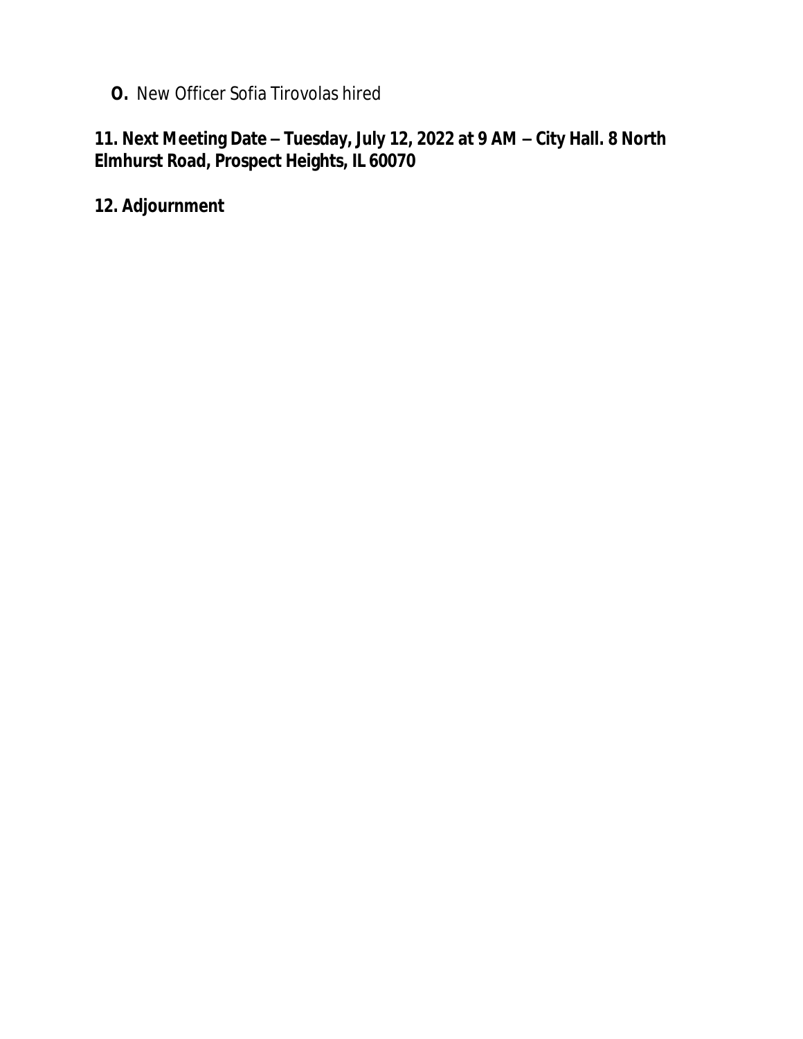**O.** New Officer Sofia Tirovolas hired

**11. Next Meeting Date – Tuesday, July 12, 2022 at 9 AM – City Hall. 8 North Elmhurst Road, Prospect Heights, IL 60070**

**12. Adjournment**